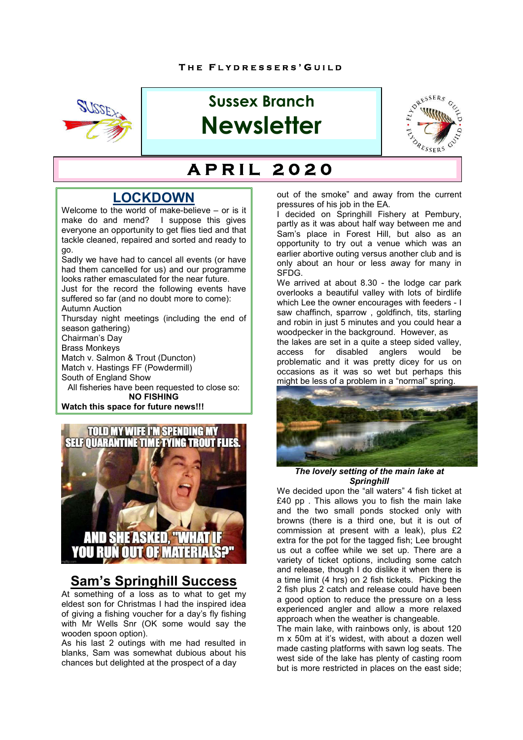THE FLYDRESSERS' GUILD

# Sussex Branch Newsletter

## APRIL 2020

## LOCKDOWN

Welcome to the world of make-believe – or is it make do and mend? I suppose this gives everyone an opportunity to get flies tied and that tackle cleaned, repaired and sorted and ready to go.

Sadly we have had to cancel all events (or have had them cancelled for us) and our programme looks rather emasculated for the near future.

Just for the record the following events have suffered so far (and no doubt more to come):

Autumn Auction
Thursday night meetings (including the end of season gathering)
Chairman's Day
Brass Monkeys
Match v. Salmon & Trout (Duncton)
Match v. Hastings FF (Powdermill)
South of England Show

All fisheries have been requested to close so:

**NO FISHING**

**Watch this space for future news!!!**

## Sam's Springhill Success

At something of a loss as to what to get my eldest son for Christmas I had the inspired idea of giving a fishing voucher for a day's fly fishing with Mr Wells Snr (OK some would say the wooden spoon option).

As his last 2 outings with me had resulted in blanks, Sam was somewhat dubious about his chances but delighted at the prospect of a day out of the smoke" and away from the current pressures of his job in the EA.

I decided on Springhill Fishery at Pembury, partly as it was about half way between me and Sam's place in Forest Hill, but also as an opportunity to try out a venue which was an earlier abortive outing versus another club and is only about an hour or less away for many in SFDG.

We arrived at about 8.30 - the lodge car park overlooks a beautiful valley with lots of birdlife which Lee the owner encourages with feeders - I saw chaffinch, sparrow , goldfinch, tits, starling and robin in just 5 minutes and you could hear a woodpecker in the background. However, as the lakes are set in a quite a steep sided valley, access for disabled anglers would be problematic and it was pretty dicey for us on occasions as it was so wet but perhaps this might be less of a problem in a "normal" spring.

***The lovely setting of the main lake at Springhill***

We decided upon the "all waters" 4 fish ticket at £40 pp . This allows you to fish the main lake and the two small ponds stocked only with browns (there is a third one, but it is out of commission at present with a leak), plus £2 extra for the pot for the tagged fish; Lee brought us out a coffee while we set up. There are a variety of ticket options, including some catch and release, though I do dislike it when there is a time limit (4 hrs) on 2 fish tickets. Picking the 2 fish plus 2 catch and release could have been a good option to reduce the pressure on a less experienced angler and allow a more relaxed approach when the weather is changeable.

The main lake, with rainbows only, is about 120 m x 50m at it's widest, with about a dozen well made casting platforms with sawn log seats. The west side of the lake has plenty of casting room but is more restricted in places on the east side;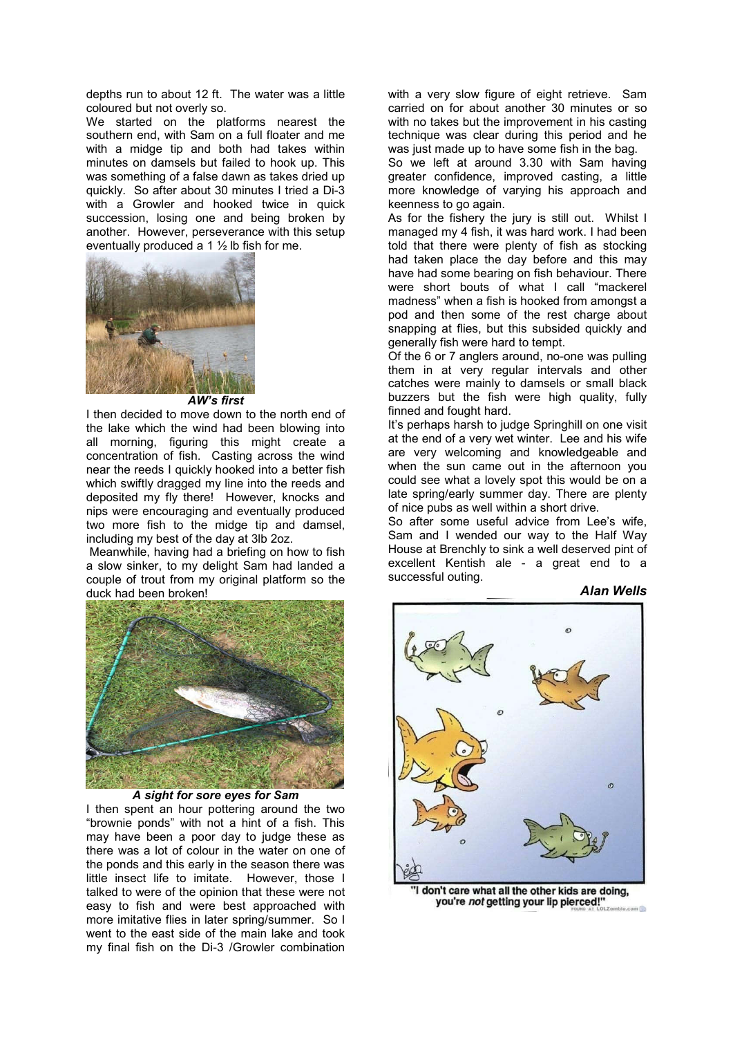depths run to about 12 ft. The water was a little coloured but not overly so.

We started on the platforms nearest the southern end, with Sam on a full floater and me with a midge tip and both had takes within minutes on damsels but failed to hook up. This was something of a false dawn as takes dried up quickly. So after about 30 minutes I tried a Di-3 with a Growler and hooked twice in quick succession, losing one and being broken by another. However, perseverance with this setup eventually produced a 1 ½ lb fish for me.

***AW's first***

I then decided to move down to the north end of the lake which the wind had been blowing into all morning, figuring this might create a concentration of fish. Casting across the wind near the reeds I quickly hooked into a better fish which swiftly dragged my line into the reeds and deposited my fly there! However, knocks and nips were encouraging and eventually produced two more fish to the midge tip and damsel, including my best of the day at 3lb 2oz.

Meanwhile, having had a briefing on how to fish a slow sinker, to my delight Sam had landed a couple of trout from my original platform so the duck had been broken!

***A sight for sore eyes for Sam***

I then spent an hour pottering around the two "brownie ponds" with not a hint of a fish. This may have been a poor day to judge these as there was a lot of colour in the water on one of the ponds and this early in the season there was little insect life to imitate. However, those I talked to were of the opinion that these were not easy to fish and were best approached with more imitative flies in later spring/summer. So I went to the east side of the main lake and took my final fish on the Di-3 /Growler combination with a very slow figure of eight retrieve. Sam carried on for about another 30 minutes or so with no takes but the improvement in his casting technique was clear during this period and he was just made up to have some fish in the bag.

So we left at around 3.30 with Sam having greater confidence, improved casting, a little more knowledge of varying his approach and keenness to go again.

As for the fishery the jury is still out. Whilst I managed my 4 fish, it was hard work. I had been told that there were plenty of fish as stocking had taken place the day before and this may have had some bearing on fish behaviour. There were short bouts of what I call "mackerel madness" when a fish is hooked from amongst a pod and then some of the rest charge about snapping at flies, but this subsided quickly and generally fish were hard to tempt.

Of the 6 or 7 anglers around, no-one was pulling them in at very regular intervals and other catches were mainly to damsels or small black buzzers but the fish were high quality, fully finned and fought hard.

It's perhaps harsh to judge Springhill on one visit at the end of a very wet winter. Lee and his wife are very welcoming and knowledgeable and when the sun came out in the afternoon you could see what a lovely spot this would be on a late spring/early summer day. There are plenty of nice pubs as well within a short drive.

So after some useful advice from Lee's wife, Sam and I wended our way to the Half Way House at Brenchly to sink a well deserved pint of excellent Kentish ale - a great end to a successful outing.

***Alan Wells***

"I don't care what all the other kids are doing, you're *not* getting your lip pierced!"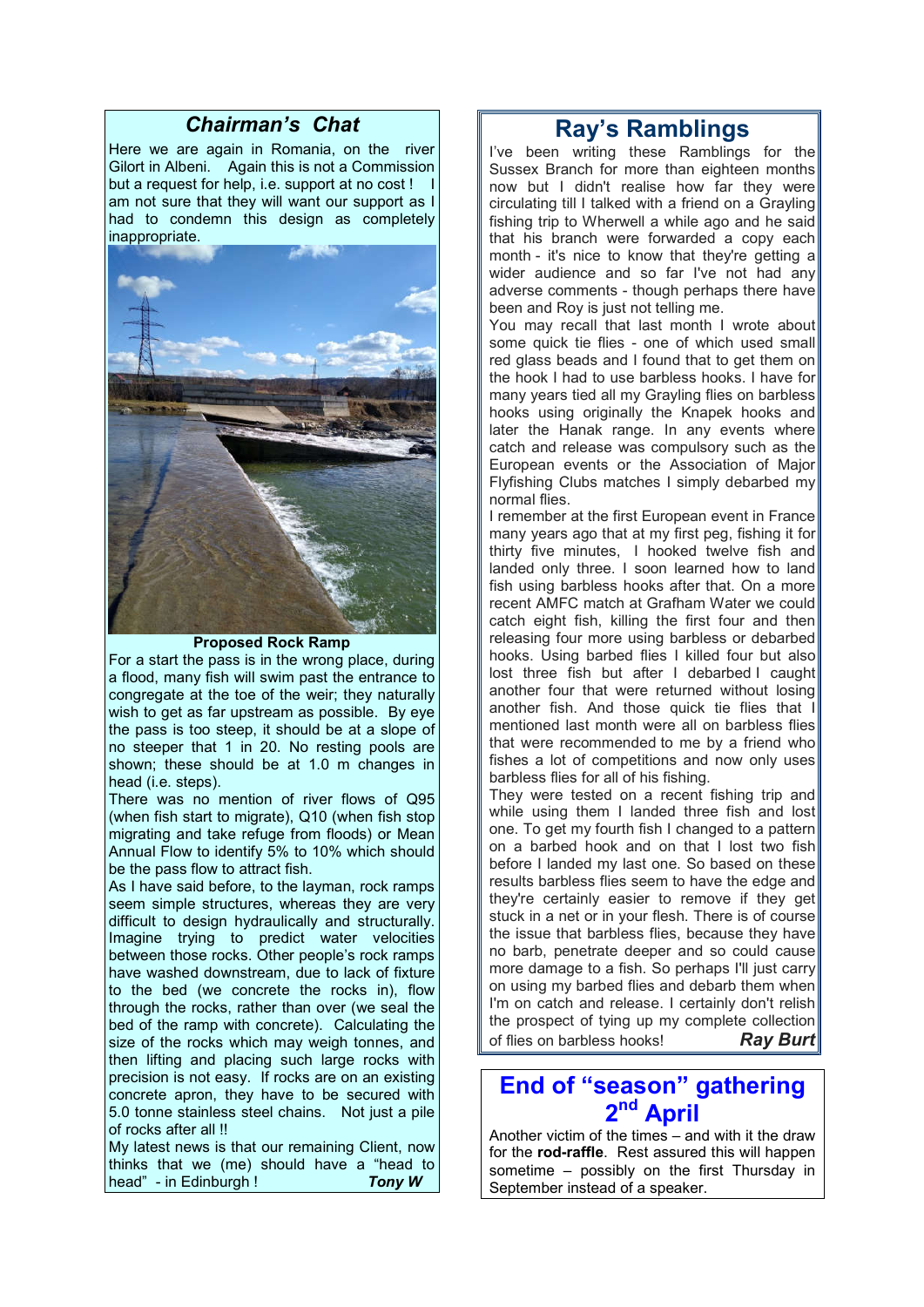## *Chairman's Chat*

Here we are again in Romania, on the river Gilort in Albeni. Again this is not a Commission but a request for help, i.e. support at no cost ! I am not sure that they will want our support as I had to condemn this design as completely inappropriate.

**Proposed Rock Ramp**

For a start the pass is in the wrong place, during a flood, many fish will swim past the entrance to congregate at the toe of the weir; they naturally wish to get as far upstream as possible. By eye the pass is too steep, it should be at a slope of no steeper that 1 in 20. No resting pools are shown; these should be at 1.0 m changes in head (i.e. steps).

There was no mention of river flows of Q95 (when fish start to migrate), Q10 (when fish stop migrating and take refuge from floods) or Mean Annual Flow to identify 5% to 10% which should be the pass flow to attract fish.

As I have said before, to the layman, rock ramps seem simple structures, whereas they are very difficult to design hydraulically and structurally. Imagine trying to predict water velocities between those rocks. Other people's rock ramps have washed downstream, due to lack of fixture to the bed (we concrete the rocks in), flow through the rocks, rather than over (we seal the bed of the ramp with concrete). Calculating the size of the rocks which may weigh tonnes, and then lifting and placing such large rocks with precision is not easy. If rocks are on an existing concrete apron, they have to be secured with 5.0 tonne stainless steel chains. Not just a pile of rocks after all !!

My latest news is that our remaining Client, now thinks that we (me) should have a "head to head" - in Edinburgh ! ***Tony W***

## Ray's Ramblings

I've been writing these Ramblings for the Sussex Branch for more than eighteen months now but I didn't realise how far they were circulating till I talked with a friend on a Grayling fishing trip to Wherwell a while ago and he said that his branch were forwarded a copy each month - it's nice to know that they're getting a wider audience and so far I've not had any adverse comments - though perhaps there have been and Roy is just not telling me.

You may recall that last month I wrote about some quick tie flies - one of which used small red glass beads and I found that to get them on the hook I had to use barbless hooks. I have for many years tied all my Grayling flies on barbless hooks using originally the Knapek hooks and later the Hanak range. In any events where catch and release was compulsory such as the European events or the Association of Major Flyfishing Clubs matches I simply debarbed my normal flies.

I remember at the first European event in France many years ago that at my first peg, fishing it for thirty five minutes, I hooked twelve fish and landed only three. I soon learned how to land fish using barbless hooks after that. On a more recent AMFC match at Grafham Water we could catch eight fish, killing the first four and then releasing four more using barbless or debarbed hooks. Using barbed flies I killed four but also lost three fish but after I debarbed I caught another four that were returned without losing another fish. And those quick tie flies that I mentioned last month were all on barbless flies that were recommended to me by a friend who fishes a lot of competitions and now only uses barbless flies for all of his fishing.

They were tested on a recent fishing trip and while using them I landed three fish and lost one. To get my fourth fish I changed to a pattern on a barbed hook and on that I lost two fish before I landed my last one. So based on these results barbless flies seem to have the edge and they're certainly easier to remove if they get stuck in a net or in your flesh. There is of course the issue that barbless flies, because they have no barb, penetrate deeper and so could cause more damage to a fish. So perhaps I'll just carry on using my barbed flies and debarb them when I'm on catch and release. I certainly don't relish the prospect of tying up my complete collection of flies on barbless hooks! ***Ray Burt***

## End of "season" gathering 2nd April

Another victim of the times – and with it the draw for the **rod-raffle**. Rest assured this will happen sometime – possibly on the first Thursday in September instead of a speaker.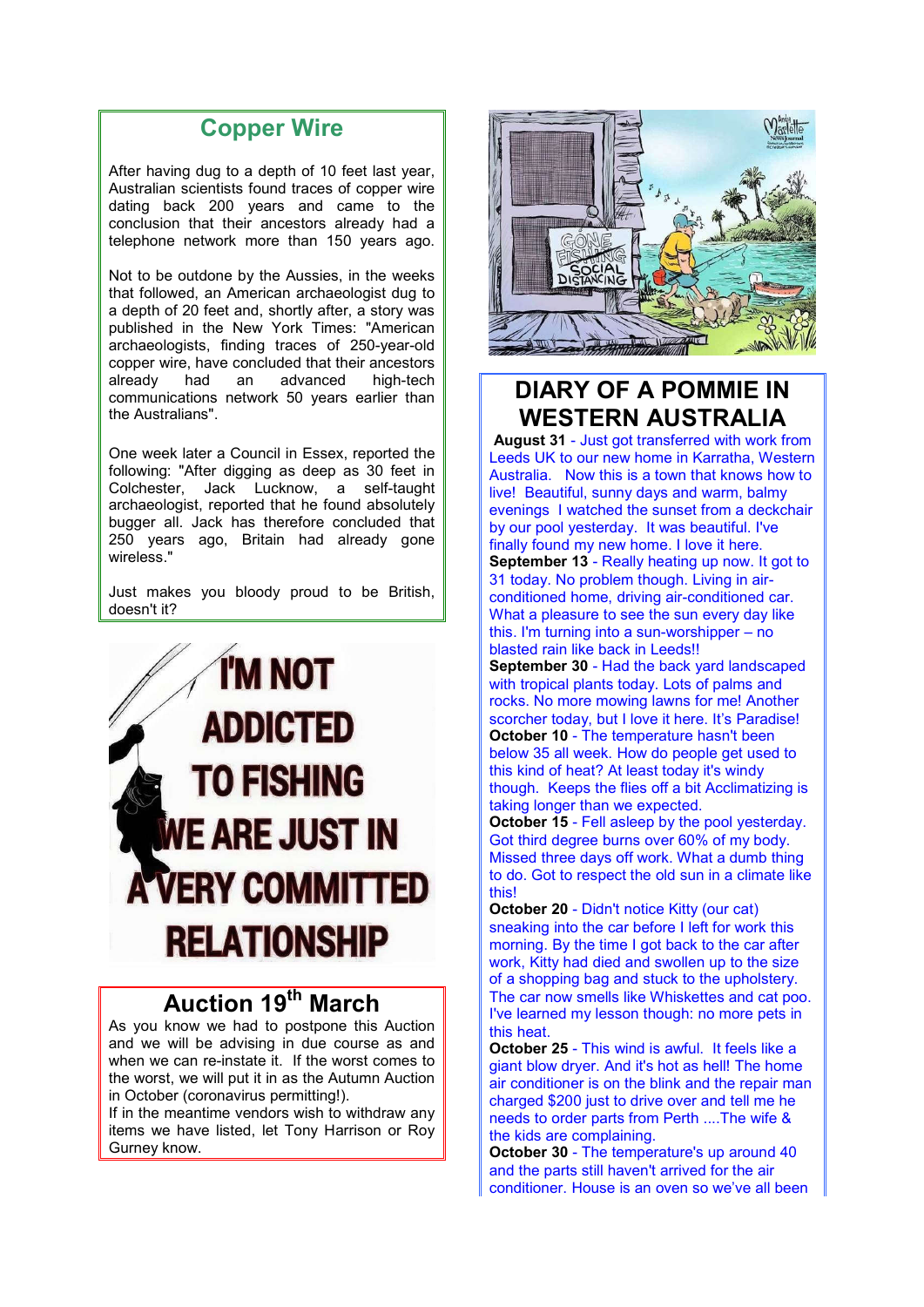## Copper Wire

After having dug to a depth of 10 feet last year, Australian scientists found traces of copper wire dating back 200 years and came to the conclusion that their ancestors already had a telephone network more than 150 years ago.

Not to be outdone by the Aussies, in the weeks that followed, an American archaeologist dug to a depth of 20 feet and, shortly after, a story was published in the New York Times: "American archaeologists, finding traces of 250-year-old copper wire, have concluded that their ancestors already had an advanced high-tech communications network 50 years earlier than the Australians".

One week later a Council in Essex, reported the following: "After digging as deep as 30 feet in Colchester, Jack Lucknow, a self-taught archaeologist, reported that he found absolutely bugger all. Jack has therefore concluded that 250 years ago, Britain had already gone wireless."

Just makes you bloody proud to be British, doesn't it?

I'M NOT ADDICTED TO FISHING WE ARE JUST IN A VERY COMMITTED RELATIONSHIP

## Auction 19th March

As you know we had to postpone this Auction and we will be advising in due course as and when we can re-instate it. If the worst comes to the worst, we will put it in as the Autumn Auction in October (coronavirus permitting!).
If in the meantime vendors wish to withdraw any items we have listed, let Tony Harrison or Roy Gurney know.

## DIARY OF A POMMIE IN WESTERN AUSTRALIA

**August 31** - Just got transferred with work from Leeds UK to our new home in Karratha, Western Australia. Now this is a town that knows how to live! Beautiful, sunny days and warm, balmy evenings I watched the sunset from a deckchair by our pool yesterday. It was beautiful. I've finally found my new home. I love it here.

**September 13** - Really heating up now. It got to 31 today. No problem though. Living in air-conditioned home, driving air-conditioned car. What a pleasure to see the sun every day like this. I'm turning into a sun-worshipper – no blasted rain like back in Leeds!!

**September 30** - Had the back yard landscaped with tropical plants today. Lots of palms and rocks. No more mowing lawns for me! Another scorcher today, but I love it here. It's Paradise!

**October 10** - The temperature hasn't been below 35 all week. How do people get used to this kind of heat? At least today it's windy though. Keeps the flies off a bit Acclimatizing is taking longer than we expected.

**October 15** - Fell asleep by the pool yesterday. Got third degree burns over 60% of my body. Missed three days off work. What a dumb thing to do. Got to respect the old sun in a climate like this!

**October 20** - Didn't notice Kitty (our cat) sneaking into the car before I left for work this morning. By the time I got back to the car after work, Kitty had died and swollen up to the size of a shopping bag and stuck to the upholstery. The car now smells like Whiskettes and cat poo. I've learned my lesson though: no more pets in this heat.

**October 25** - This wind is awful. It feels like a giant blow dryer. And it's hot as hell! The home air conditioner is on the blink and the repair man charged $200 just to drive over and tell me he needs to order parts from Perth ....The wife & the kids are complaining.

**October 30** - The temperature's up around 40 and the parts still haven't arrived for the air conditioner. House is an oven so we've all been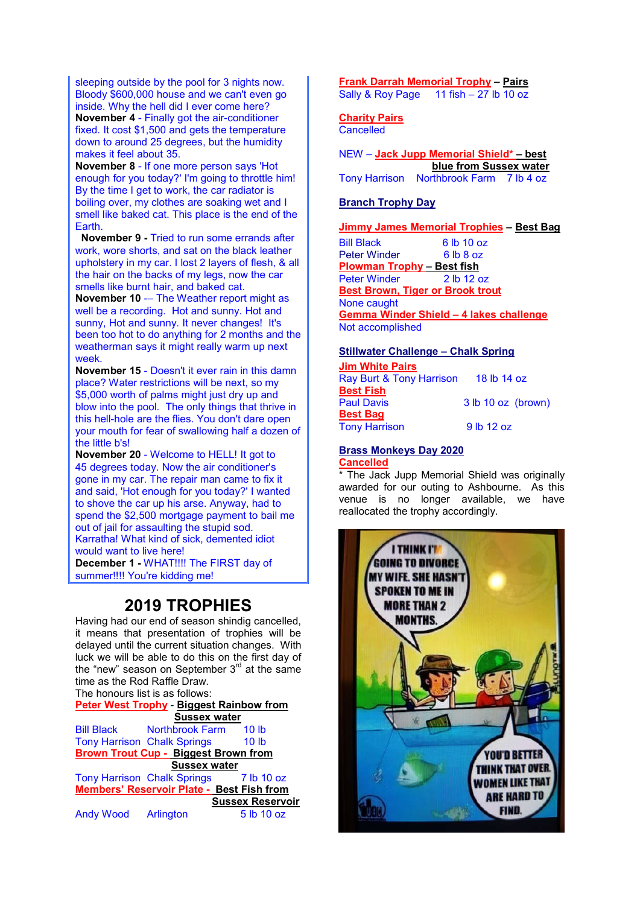sleeping outside by the pool for 3 nights now. Bloody $600,000 house and we can't even go inside. Why the hell did I ever come here?

**November 4** - Finally got the air-conditioner fixed. It cost $1,500 and gets the temperature down to around 25 degrees, but the humidity makes it feel about 35.

**November 8** - If one more person says 'Hot enough for you today?' I'm going to throttle him! By the time I get to work, the car radiator is boiling over, my clothes are soaking wet and I smell like baked cat. This place is the end of the Earth.

**November 9 -** Tried to run some errands after work, wore shorts, and sat on the black leather upholstery in my car. I lost 2 layers of flesh, & all the hair on the backs of my legs, now the car smells like burnt hair, and baked cat.

**November 10** -– The Weather report might as well be a recording. Hot and sunny. Hot and sunny, Hot and sunny. It never changes! It's been too hot to do anything for 2 months and the weatherman says it might really warm up next week.

**November 15** - Doesn't it ever rain in this damn place? Water restrictions will be next, so my $5,000 worth of palms might just dry up and blow into the pool. The only things that thrive in this hell-hole are the flies. You don't dare open your mouth for fear of swallowing half a dozen of the little b's!

**November 20** - Welcome to HELL! It got to 45 degrees today. Now the air conditioner's gone in my car. The repair man came to fix it and said, 'Hot enough for you today?' I wanted to shove the car up his arse. Anyway, had to spend the $2,500 mortgage payment to bail me out of jail for assaulting the stupid sod. Karratha! What kind of sick, demented idiot would want to live here!

**December 1 -** WHAT!!!! The FIRST day of summer!!!! You're kidding me!

# 2019 TROPHIES

Having had our end of season shindig cancelled, it means that presentation of trophies will be delayed until the current situation changes. With luck we will be able to do this on the first day of the "new" season on September 3rd at the same time as the Rod Raffle Draw.

The honours list is as follows:

**Peter West Trophy** - **Biggest Rainbow from Sussex water**

| | | |
|---|---|---|
| Bill Black | Northbrook Farm | 10 lb |
| Tony Harrison | Chalk Springs | 10 lb |

**Brown Trout Cup** - **Biggest Brown from Sussex water**

| | | |
|---|---|---|
| Tony Harrison | Chalk Springs | 7 lb 10 oz |

**Members' Reservoir Plate** - **Best Fish from Sussex Reservoir**

| | | |
|---|---|---|
| Andy Wood | Arlington | 5 lb 10 oz |

**Frank Darrah Memorial Trophy** – **Pairs**

Sally & Roy Page 11 fish – 27 lb 10 oz

**Charity Pairs**

Cancelled

NEW – **Jack Jupp Memorial Shield*** – **best blue from Sussex water**

| | | |
|---|---|---|
| Tony Harrison | Northbrook Farm | 7 lb 4 oz |

**Branch Trophy Day**

**Jimmy James Memorial Trophies** – **Best Bag**

| | |
|---|---|
| Bill Black | 6 lb 10 oz |
| Peter Winder | 6 lb 8 oz |

**Plowman Trophy** – **Best fish**

| | |
|---|---|
| Peter Winder | 2 lb 12 oz |

**Best Brown, Tiger or Brook trout**

None caught

**Gemma Winder Shield – 4 lakes challenge**

Not accomplished

**Stillwater Challenge – Chalk Spring**

**Jim White Pairs**

| | |
|---|---|
| Ray Burt & Tony Harrison | 18 lb 14 oz |

**Best Fish**

| | |
|---|---|
| Paul Davis | 3 lb 10 oz (brown) |

**Best Bag**

| | |
|---|---|
| Tony Harrison | 9 lb 12 oz |

**Brass Monkeys Day 2020**

**Cancelled**

\* The Jack Jupp Memorial Shield was originally awarded for our outing to Ashbourne. As this venue is no longer available, we have reallocated the trophy accordingly.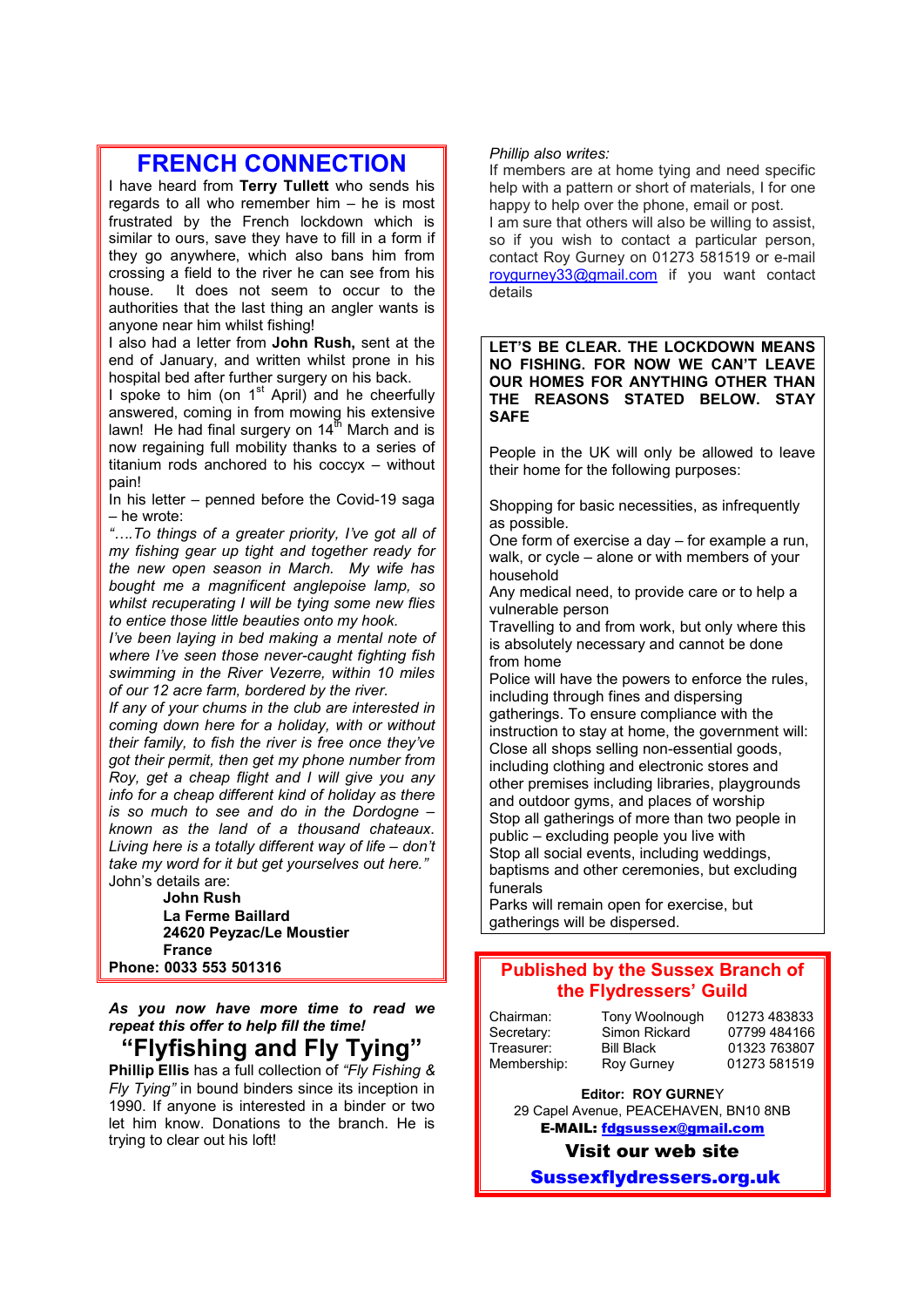# FRENCH CONNECTION

I have heard from **Terry Tullett** who sends his regards to all who remember him – he is most frustrated by the French lockdown which is similar to ours, save they have to fill in a form if they go anywhere, which also bans him from crossing a field to the river he can see from his house. It does not seem to occur to the authorities that the last thing an angler wants is anyone near him whilst fishing!

I also had a letter from **John Rush,** sent at the end of January, and written whilst prone in his hospital bed after further surgery on his back.

I spoke to him (on 1st April) and he cheerfully answered, coming in from mowing his extensive lawn! He had final surgery on 14th March and is now regaining full mobility thanks to a series of titanium rods anchored to his coccyx – without pain!

In his letter – penned before the Covid-19 saga – he wrote:

*"….To things of a greater priority, I've got all of my fishing gear up tight and together ready for the new open season in March. My wife has bought me a magnificent anglepoise lamp, so whilst recuperating I will be tying some new flies to entice those little beauties onto my hook.*

*I've been laying in bed making a mental note of where I've seen those never-caught fighting fish swimming in the River Vezerre, within 10 miles of our 12 acre farm, bordered by the river.*

*If any of your chums in the club are interested in coming down here for a holiday, with or without their family, to fish the river is free once they've got their permit, then get my phone number from Roy, get a cheap flight and I will give you any info for a cheap different kind of holiday as there is so much to see and do in the Dordogne – known as the land of a thousand chateaux. Living here is a totally different way of life – don't take my word for it but get yourselves out here."*

John's details are:

**John Rush**
**La Ferme Baillard**
**24620 Peyzac/Le Moustier**
**France**

**Phone: 0033 553 501316**

***As you now have more time to read we repeat this offer to help fill the time!***

## "Flyfishing and Fly Tying"

**Phillip Ellis** has a full collection of *"Fly Fishing & Fly Tying"* in bound binders since its inception in 1990. If anyone is interested in a binder or two let him know. Donations to the branch. He is trying to clear out his loft!

*Phillip also writes:*

If members are at home tying and need specific help with a pattern or short of materials, I for one happy to help over the phone, email or post.

I am sure that others will also be willing to assist, so if you wish to contact a particular person, contact Roy Gurney on 01273 581519 or e-mail roygurney33@gmail.com if you want contact details

**LET'S BE CLEAR. THE LOCKDOWN MEANS NO FISHING. FOR NOW WE CAN'T LEAVE OUR HOMES FOR ANYTHING OTHER THAN THE REASONS STATED BELOW. STAY SAFE**

People in the UK will only be allowed to leave their home for the following purposes:

Shopping for basic necessities, as infrequently as possible.
One form of exercise a day – for example a run, walk, or cycle – alone or with members of your household
Any medical need, to provide care or to help a vulnerable person
Travelling to and from work, but only where this is absolutely necessary and cannot be done from home
Police will have the powers to enforce the rules, including through fines and dispersing gatherings. To ensure compliance with the instruction to stay at home, the government will:
Close all shops selling non-essential goods, including clothing and electronic stores and other premises including libraries, playgrounds and outdoor gyms, and places of worship
Stop all gatherings of more than two people in public – excluding people you live with
Stop all social events, including weddings, baptisms and other ceremonies, but excluding funerals
Parks will remain open for exercise, but gatherings will be dispersed.

## Published by the Sussex Branch of the Flydressers' Guild

| | | |
|---|---|---|
| Chairman: | Tony Woolnough | 01273 483833 |
| Secretary: | Simon Rickard | 07799 484166 |
| Treasurer: | Bill Black | 01323 763807 |
| Membership: | Roy Gurney | 01273 581519 |

**Editor: ROY GURNEY**
29 Capel Avenue, PEACEHAVEN, BN10 8NB
**E-MAIL: fdgsussex@gmail.com**

**Visit our web site**

**Sussexflydressers.org.uk**